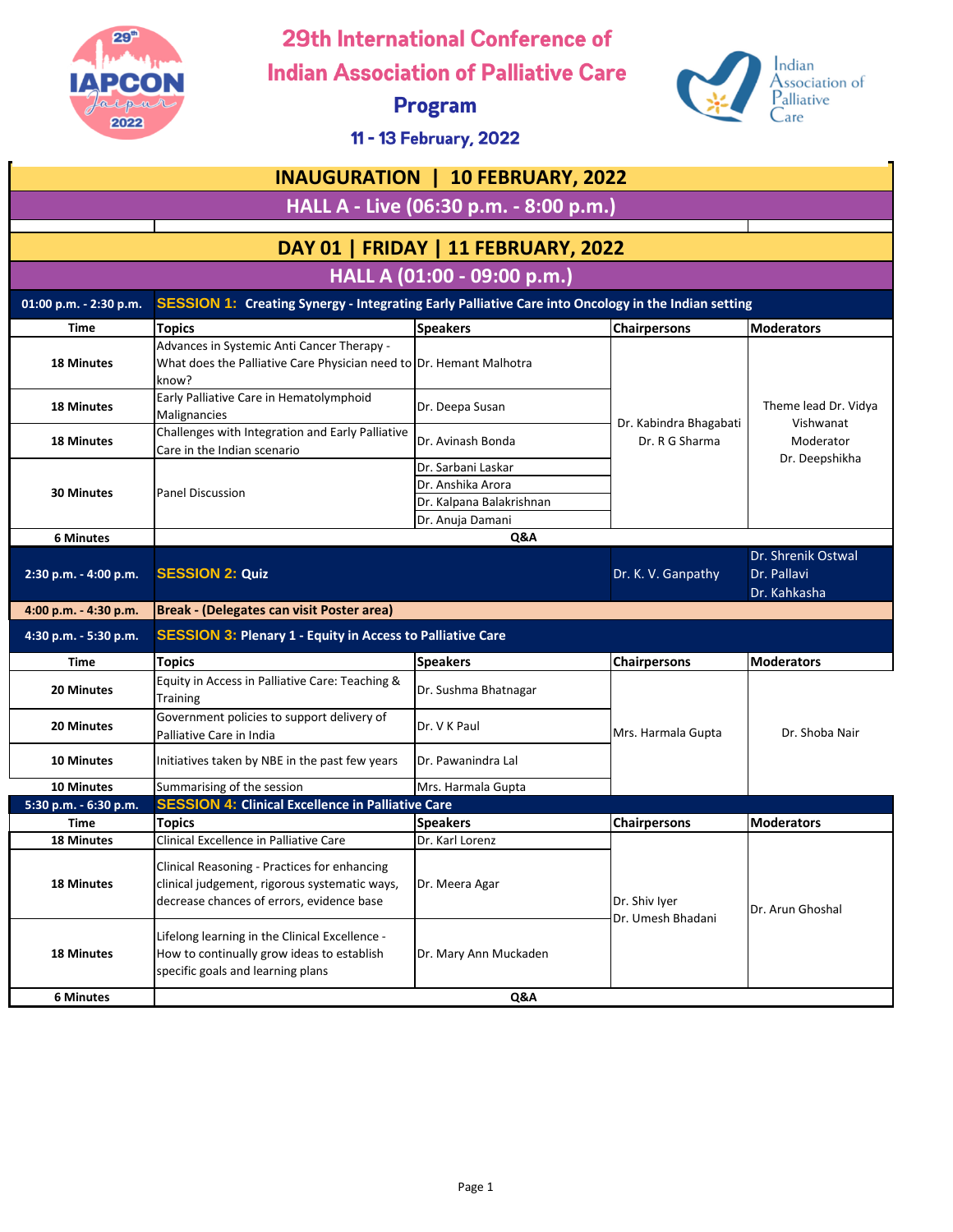# 29th International Conference of Indian Association of Palliative Care

## Program

### 11 - 13 February, 2022

## INAUGURATION | 10 FEBRUARY, 2022

### HALL A - Live (06:30 p.m. - 8:00 p.m.)

## DAY 01 | FRIDAY | 11 FEBRUARY, 2022

### HALL A (01:00 - 09:00 p.m.)

**01:00 p.m. - 2:30 p.m. — SESSION 1: Creating Synergy - Integrating Early Palliative Care into Oncology in the Indian setting**

| Time | Topics | Speakers | Chairpersons | Moderators |
|---|---|---|---|---|
| 18 Minutes | Advances in Systemic Anti Cancer Therapy - What does the Palliative Care Physician need to know? | Dr. Hemant Malhotra | Dr. Kabindra Bhagabati<br>Dr. R G Sharma | Theme lead Dr. Vidya Vishwanat<br>Moderator<br>Dr. Deepshikha |
| 18 Minutes | Early Palliative Care in Hematolymphoid Malignancies | Dr. Deepa Susan | | |
| 18 Minutes | Challenges with Integration and Early Palliative Care in the Indian scenario | Dr. Avinash Bonda | | |
| 30 Minutes | Panel Discussion | Dr. Sarbani Laskar<br>Dr. Anshika Arora<br>Dr. Kalpana Balakrishnan<br>Dr. Anuja Damani | | |
| 6 Minutes | Q&A | | | |

**2:30 p.m. - 4:00 p.m. — SESSION 2: Quiz**

| Chairpersons | Moderators |
|---|---|
| Dr. K. V. Ganpathy | Dr. Shrenik Ostwal<br>Dr. Pallavi<br>Dr. Kahkasha |

**4:00 p.m. - 4:30 p.m. — Break - (Delegates can visit Poster area)**

**4:30 p.m. - 5:30 p.m. — SESSION 3: Plenary 1 - Equity in Access to Palliative Care**

| Time | Topics | Speakers | Chairpersons | Moderators |
|---|---|---|---|---|
| 20 Minutes | Equity in Access in Palliative Care: Teaching & Training | Dr. Sushma Bhatnagar | Mrs. Harmala Gupta | Dr. Shoba Nair |
| 20 Minutes | Government policies to support delivery of Palliative Care in India | Dr. V K Paul | | |
| 10 Minutes | Initiatives taken by NBE in the past few years | Dr. Pawanindra Lal | | |
| 10 Minutes | Summarising of the session | Mrs. Harmala Gupta | | |

**5:30 p.m. - 6:30 p.m. — SESSION 4: Clinical Excellence in Palliative Care**

| Time | Topics | Speakers | Chairpersons | Moderators |
|---|---|---|---|---|
| 18 Minutes | Clinical Excellence in Palliative Care | Dr. Karl Lorenz | Dr. Shiv Iyer<br>Dr. Umesh Bhadani | Dr. Arun Ghoshal |
| 18 Minutes | Clinical Reasoning - Practices for enhancing clinical judgement, rigorous systematic ways, decrease chances of errors, evidence base | Dr. Meera Agar | | |
| 18 Minutes | Lifelong learning in the Clinical Excellence - How to continually grow ideas to establish specific goals and learning plans | Dr. Mary Ann Muckaden | | |
| 6 Minutes | Q&A | | | |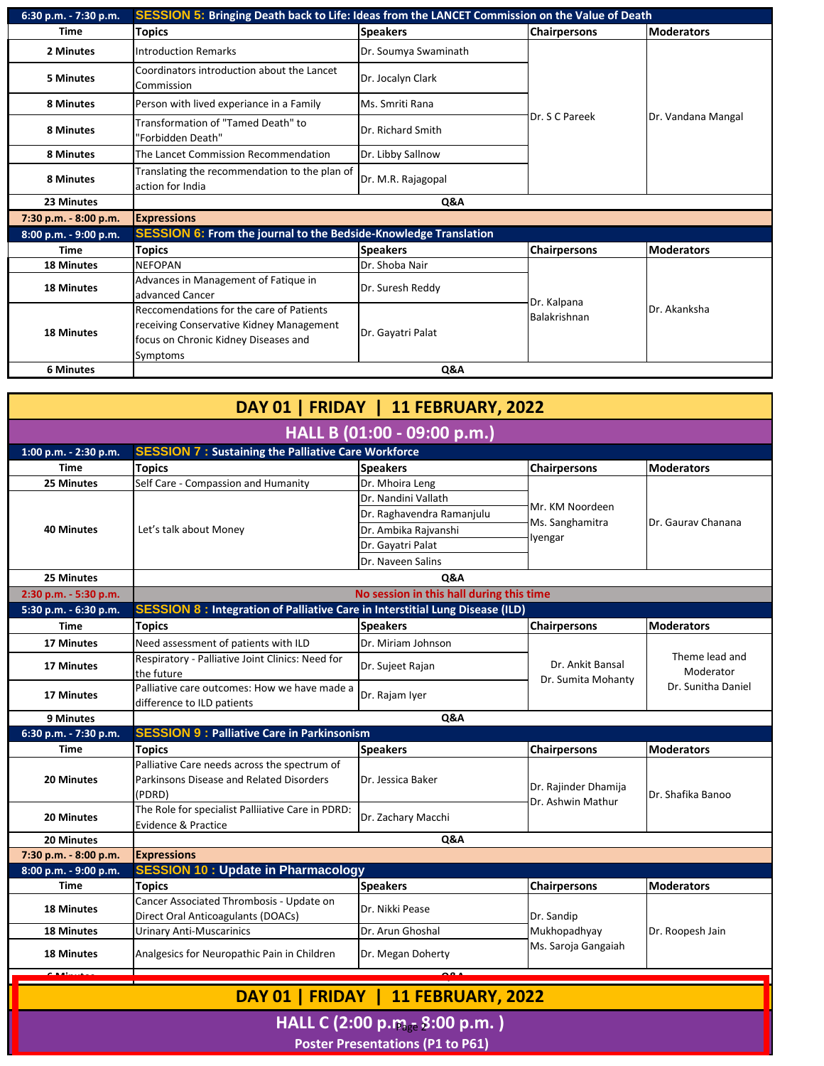| 6:30 p.m. - 7:30 p.m. | **SESSION 5: Bringing Death back to Life: Ideas from the LANCET Commission on the Value of Death** | | | |
|---|---|---|---|---|
| **Time** | **Topics** | **Speakers** | **Chairpersons** | **Moderators** |
| **2 Minutes** | Introduction Remarks | Dr. Soumya Swaminath | Dr. S C Pareek | Dr. Vandana Mangal |
| **5 Minutes** | Coordinators introduction about the Lancet Commission | Dr. Jocalyn Clark | | |
| **8 Minutes** | Person with lived experiance in a Family | Ms. Smriti Rana | | |
| **8 Minutes** | Transformation of "Tamed Death" to "Forbidden Death" | Dr. Richard Smith | | |
| **8 Minutes** | The Lancet Commission Recommendation | Dr. Libby Sallnow | | |
| **8 Minutes** | Translating the recommendation to the plan of action for India | Dr. M.R. Rajagopal | | |
| **23 Minutes** | **Q&A** | | | |
| **7:30 p.m. - 8:00 p.m.** | **Expressions** | | | |

| 8:00 p.m. - 9:00 p.m. | **SESSION 6: From the journal to the Bedside-Knowledge Translation** | | | |
|---|---|---|---|---|
| **Time** | **Topics** | **Speakers** | **Chairpersons** | **Moderators** |
| **18 Minutes** | NEFOPAN | Dr. Shoba Nair | Dr. Kalpana Balakrishnan | Dr. Akanksha |
| **18 Minutes** | Advances in Management of Fatique in advanced Cancer | Dr. Suresh Reddy | | |
| **18 Minutes** | Reccomendations for the care of Patients receiving Conservative Kidney Management focus on Chronic Kidney Diseases and Symptoms | Dr. Gayatri Palat | | |
| **6 Minutes** | **Q&A** | | | |

## DAY 01 | FRIDAY | 11 FEBRUARY, 2022

## HALL B (01:00 - 09:00 p.m.)

| 1:00 p.m. - 2:30 p.m. | **SESSION 7 : Sustaining the Palliative Care Workforce** | | | |
|---|---|---|---|---|
| **Time** | **Topics** | **Speakers** | **Chairpersons** | **Moderators** |
| **25 Minutes** | Self Care - Compassion and Humanity | Dr. Mhoira Leng | Mr. KM Noordeen<br>Ms. Sanghamitra Iyengar | Dr. Gaurav Chanana |
| **40 Minutes** | Let's talk about Money | Dr. Nandini Vallath<br>Dr. Raghavendra Ramanjulu<br>Dr. Ambika Rajvanshi<br>Dr. Gayatri Palat<br>Dr. Naveen Salins | | |
| **25 Minutes** | **Q&A** | | | |
| **2:30 p.m. - 5:30 p.m.** | **No session in this hall during this time** | | | |

| 5:30 p.m. - 6:30 p.m. | **SESSION 8 : Integration of Palliative Care in Interstitial Lung Disease (ILD)** | | | |
|---|---|---|---|---|
| **Time** | **Topics** | **Speakers** | **Chairpersons** | **Moderators** |
| **17 Minutes** | Need assessment of patients with ILD | Dr. Miriam Johnson | Dr. Ankit Bansal<br>Dr. Sumita Mohanty | Theme lead and Moderator<br>Dr. Sunitha Daniel |
| **17 Minutes** | Respiratory - Palliative Joint Clinics: Need for the future | Dr. Sujeet Rajan | | |
| **17 Minutes** | Palliative care outcomes: How we have made a difference to ILD patients | Dr. Rajam Iyer | | |
| **9 Minutes** | **Q&A** | | | |

| 6:30 p.m. - 7:30 p.m. | **SESSION 9 : Palliative Care in Parkinsonism** | | | |
|---|---|---|---|---|
| **Time** | **Topics** | **Speakers** | **Chairpersons** | **Moderators** |
| **20 Minutes** | Palliative Care needs across the spectrum of Parkinsons Disease and Related Disorders (PDRD) | Dr. Jessica Baker | Dr. Rajinder Dhamija<br>Dr. Ashwin Mathur | Dr. Shafika Banoo |
| **20 Minutes** | The Role for specialist Palliiative Care in PDRD: Evidence & Practice | Dr. Zachary Macchi | | |
| **20 Minutes** | **Q&A** | | | |
| **7:30 p.m. - 8:00 p.m.** | **Expressions** | | | |

| 8:00 p.m. - 9:00 p.m. | **SESSION 10 : Update in Pharmacology** | | | |
|---|---|---|---|---|
| **Time** | **Topics** | **Speakers** | **Chairpersons** | **Moderators** |
| **18 Minutes** | Cancer Associated Thrombosis - Update on Direct Oral Anticoagulants (DOACs) | Dr. Nikki Pease | Dr. Sandip Mukhopadhyay<br>Ms. Saroja Gangaiah | Dr. Roopesh Jain |
| **18 Minutes** | Urinary Anti-Muscarinics | Dr. Arun Ghoshal | | |
| **18 Minutes** | Analgesics for Neuropathic Pain in Children | Dr. Megan Doherty | | |
| **6 Minutes** | **Q&A** | | | |

## DAY 01 | FRIDAY | 11 FEBRUARY, 2022

## HALL C (2:00 p.m. - 8:00 p.m. )

**Poster Presentations (P1 to P61)**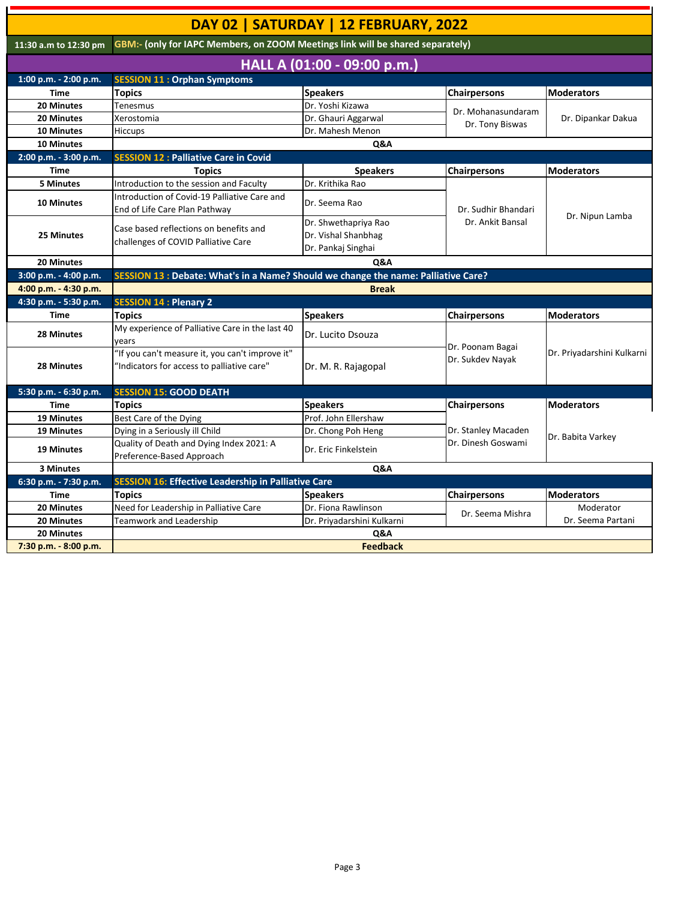# DAY 02 | SATURDAY | 12 FEBRUARY, 2022

| | |
|---|---|
| **11:30 a.m to 12:30 pm** | **GBM:- (only for IAPC Members, on ZOOM Meetings link will be shared separately)** |

## HALL A (01:00 - 09:00 p.m.)

| Time | Topics | Speakers | Chairpersons | Moderators |
|---|---|---|---|---|
| **1:00 p.m. - 2:00 p.m.** | **SESSION 11 : Orphan Symptoms** | | | |
| **Time** | **Topics** | **Speakers** | **Chairpersons** | **Moderators** |
| **20 Minutes** | Tenesmus | Dr. Yoshi Kizawa | Dr. Mohanasundaram<br>Dr. Tony Biswas | Dr. Dipankar Dakua |
| **20 Minutes** | Xerostomia | Dr. Ghauri Aggarwal | | |
| **10 Minutes** | Hiccups | Dr. Mahesh Menon | | |
| **10 Minutes** | **Q&A** | | | |
| **2:00 p.m. - 3:00 p.m.** | **SESSION 12 : Palliative Care in Covid** | | | |
| **Time** | **Topics** | **Speakers** | **Chairpersons** | **Moderators** |
| **5 Minutes** | Introduction to the session and Faculty | Dr. Krithika Rao | Dr. Sudhir Bhandari<br>Dr. Ankit Bansal | Dr. Nipun Lamba |
| **10 Minutes** | Introduction of Covid-19 Palliative Care and End of Life Care Plan Pathway | Dr. Seema Rao | | |
| **25 Minutes** | Case based reflections on benefits and challenges of COVID Palliative Care | Dr. Shwethapriya Rao<br>Dr. Vishal Shanbhag<br>Dr. Pankaj Singhai | | |
| **20 Minutes** | **Q&A** | | | |
| **3:00 p.m. - 4:00 p.m.** | **SESSION 13 : Debate: What's in a Name? Should we change the name: Palliative Care?** | | | |
| **4:00 p.m. - 4:30 p.m.** | **Break** | | | |
| **4:30 p.m. - 5:30 p.m.** | **SESSION 14 : Plenary 2** | | | |
| **Time** | **Topics** | **Speakers** | **Chairpersons** | **Moderators** |
| **28 Minutes** | My experience of Palliative Care in the last 40 years | Dr. Lucito Dsouza | Dr. Poonam Bagai<br>Dr. Sukdev Nayak | Dr. Priyadarshini Kulkarni |
| **28 Minutes** | "If you can't measure it, you can't improve it"<br>"Indicators for access to palliative care" | Dr. M. R. Rajagopal | | |
| **5:30 p.m. - 6:30 p.m.** | **SESSION 15: GOOD DEATH** | | | |
| **Time** | **Topics** | **Speakers** | **Chairpersons** | **Moderators** |
| **19 Minutes** | Best Care of the Dying | Prof. John Ellershaw | Dr. Stanley Macaden<br>Dr. Dinesh Goswami | Dr. Babita Varkey |
| **19 Minutes** | Dying in a Seriously ill Child | Dr. Chong Poh Heng | | |
| **19 Minutes** | Quality of Death and Dying Index 2021: A Preference-Based Approach | Dr. Eric Finkelstein | | |
| **3 Minutes** | **Q&A** | | | |
| **6:30 p.m. - 7:30 p.m.** | **SESSION 16: Effective Leadership in Palliative Care** | | | |
| **Time** | **Topics** | **Speakers** | **Chairpersons** | **Moderators** |
| **20 Minutes** | Need for Leadership in Palliative Care | Dr. Fiona Rawlinson | Dr. Seema Mishra | Moderator<br>Dr. Seema Partani |
| **20 Minutes** | Teamwork and Leadership | Dr. Priyadarshini Kulkarni | | |
| **20 Minutes** | **Q&A** | | | |
| **7:30 p.m. - 8:00 p.m.** | **Feedback** | | | |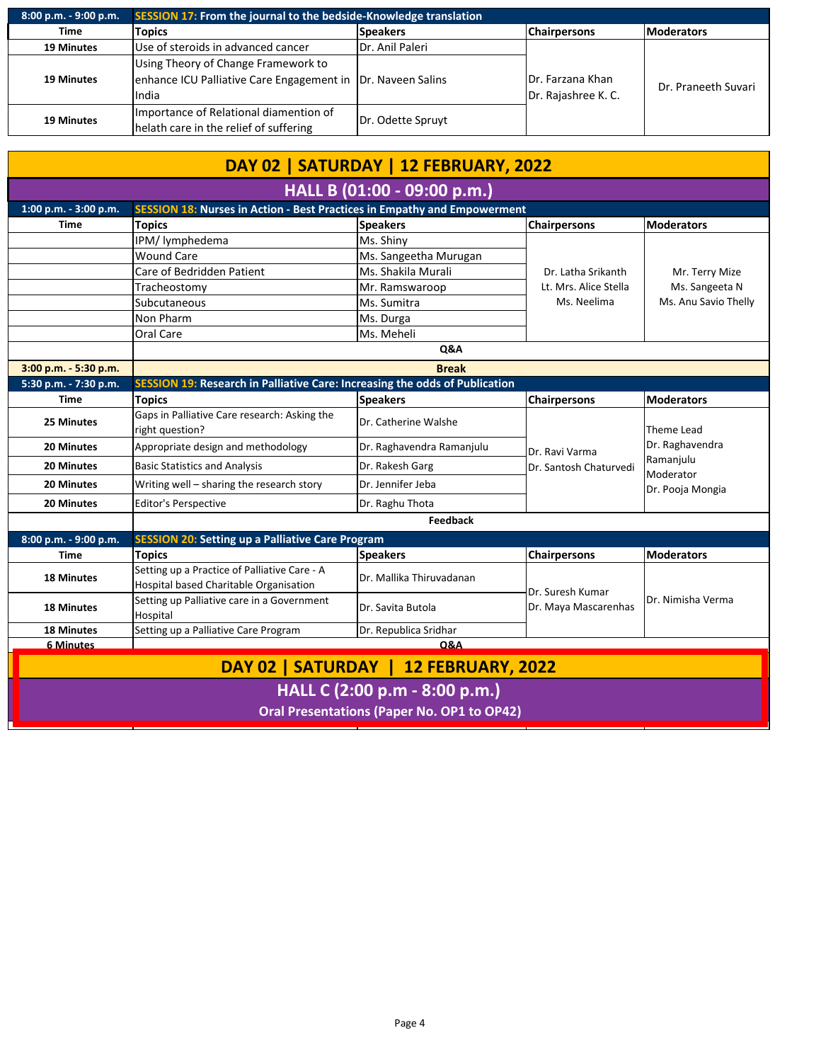| 8:00 p.m. - 9:00 p.m. | SESSION 17: From the journal to the bedside-Knowledge translation | | | |
|---|---|---|---|---|
| Time | Topics | Speakers | Chairpersons | Moderators |
| 19 Minutes | Use of steroids in advanced cancer | Dr. Anil Paleri | Dr. Farzana Khan<br>Dr. Rajashree K. C. | Dr. Praneeth Suvari |
| 19 Minutes | Using Theory of Change Framework to enhance ICU Palliative Care Engagement in India | Dr. Naveen Salins | | |
| 19 Minutes | Importance of Relational diamention of helath care in the relief of suffering | Dr. Odette Spruyt | | |

## DAY 02 | SATURDAY | 12 FEBRUARY, 2022

### HALL B (01:00 - 09:00 p.m.)

| 1:00 p.m. - 3:00 p.m. | SESSION 18: Nurses in Action - Best Practices in Empathy and Empowerment | | | |
|---|---|---|---|---|
| Time | Topics | Speakers | Chairpersons | Moderators |
| | IPM/ lymphedema | Ms. Shiny | Dr. Latha Srikanth<br>Lt. Mrs. Alice Stella<br>Ms. Neelima | Mr. Terry Mize<br>Ms. Sangeeta N<br>Ms. Anu Savio Thelly |
| | Wound Care | Ms. Sangeetha Murugan | | |
| | Care of Bedridden Patient | Ms. Shakila Murali | | |
| | Tracheostomy | Mr. Ramswaroop | | |
| | Subcutaneous | Ms. Sumitra | | |
| | Non Pharm | Ms. Durga | | |
| | Oral Care | Ms. Meheli | | |
| | Q&A | | | |
| 3:00 p.m. - 5:30 p.m. | Break | | | |

| 5:30 p.m. - 7:30 p.m. | SESSION 19: Research in Palliative Care: Increasing the odds of Publication | | | |
|---|---|---|---|---|
| Time | Topics | Speakers | Chairpersons | Moderators |
| 25 Minutes | Gaps in Palliative Care research: Asking the right question? | Dr. Catherine Walshe | Dr. Ravi Varma<br>Dr. Santosh Chaturvedi | Theme Lead<br>Dr. Raghavendra Ramanjulu<br>Moderator<br>Dr. Pooja Mongia |
| 20 Minutes | Appropriate design and methodology | Dr. Raghavendra Ramanjulu | | |
| 20 Minutes | Basic Statistics and Analysis | Dr. Rakesh Garg | | |
| 20 Minutes | Writing well – sharing the research story | Dr. Jennifer Jeba | | |
| 20 Minutes | Editor's Perspective | Dr. Raghu Thota | | |
| | Feedback | | | |

| 8:00 p.m. - 9:00 p.m. | SESSION 20: Setting up a Palliative Care Program | | | |
|---|---|---|---|---|
| Time | Topics | Speakers | Chairpersons | Moderators |
| 18 Minutes | Setting up a Practice of Palliative Care - A Hospital based Charitable Organisation | Dr. Mallika Thiruvadanan | Dr. Suresh Kumar<br>Dr. Maya Mascarenhas | Dr. Nimisha Verma |
| 18 Minutes | Setting up Palliative care in a Government Hospital | Dr. Savita Butola | | |
| 18 Minutes | Setting up a Palliative Care Program | Dr. Republica Sridhar | | |
| 6 Minutes | Q&A | | | |

## DAY 02 | SATURDAY | 12 FEBRUARY, 2022

### HALL C (2:00 p.m - 8:00 p.m.)

**Oral Presentations (Paper No. OP1 to OP42)**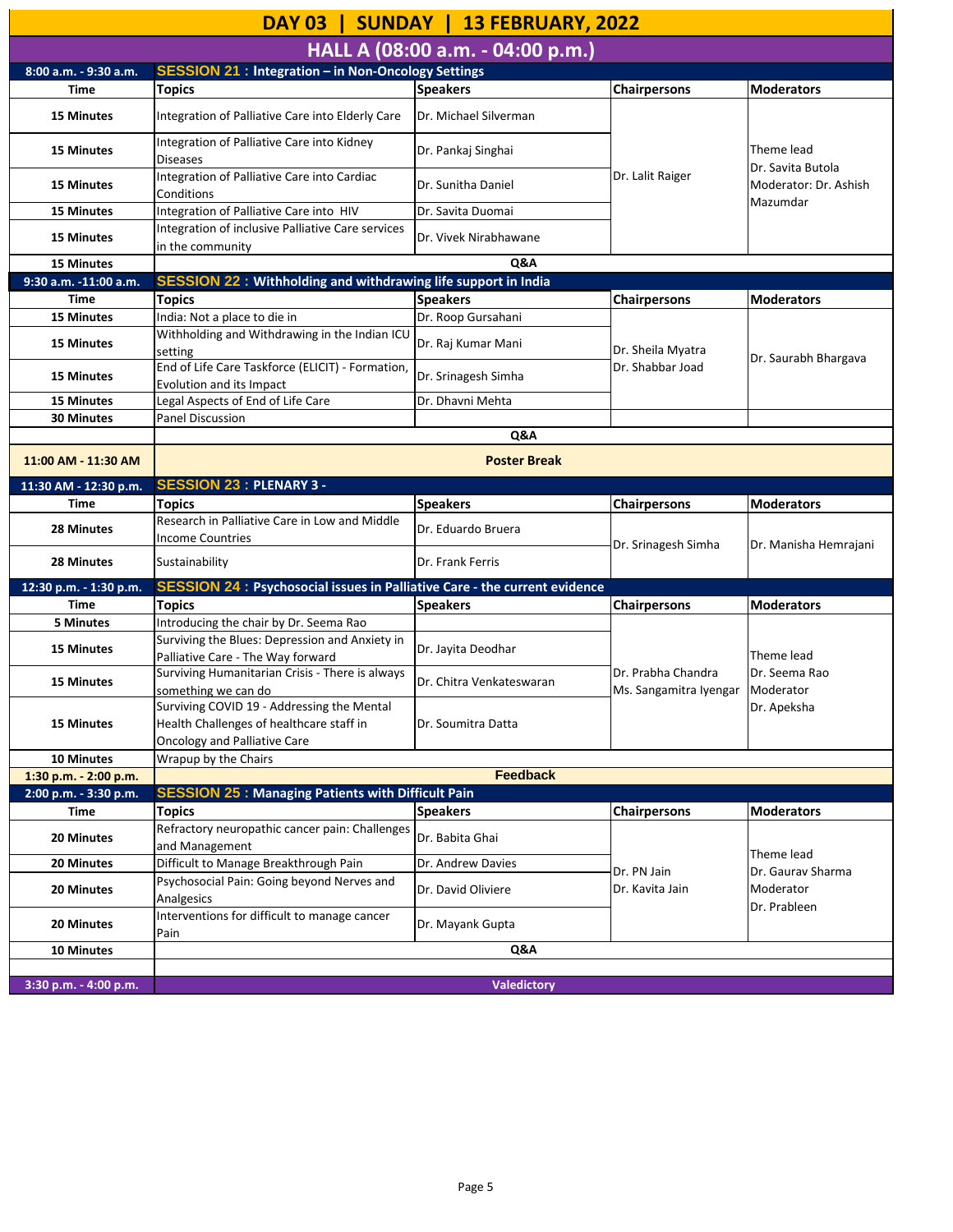# DAY 03 | SUNDAY | 13 FEBRUARY, 2022

## HALL A (08:00 a.m. - 04:00 p.m.)

### 8:00 a.m. - 9:30 a.m. — SESSION 21 : Integration – in Non-Oncology Settings

| Time | Topics | Speakers | Chairpersons | Moderators |
|---|---|---|---|---|
| 15 Minutes | Integration of Palliative Care into Elderly Care | Dr. Michael Silverman | Dr. Lalit Raiger | Theme lead Dr. Savita Butola Moderator: Dr. Ashish Mazumdar |
| 15 Minutes | Integration of Palliative Care into Kidney Diseases | Dr. Pankaj Singhai | | |
| 15 Minutes | Integration of Palliative Care into Cardiac Conditions | Dr. Sunitha Daniel | | |
| 15 Minutes | Integration of Palliative Care into HIV | Dr. Savita Duomai | | |
| 15 Minutes | Integration of inclusive Palliative Care services in the community | Dr. Vivek Nirabhawane | | |
| 15 Minutes | Q&A | | | |

### 9:30 a.m. -11:00 a.m. — SESSION 22 : Withholding and withdrawing life support in India

| Time | Topics | Speakers | Chairpersons | Moderators |
|---|---|---|---|---|
| 15 Minutes | India: Not a place to die in | Dr. Roop Gursahani | Dr. Sheila Myatra Dr. Shabbar Joad | Dr. Saurabh Bhargava |
| 15 Minutes | Withholding and Withdrawing in the Indian ICU setting | Dr. Raj Kumar Mani | | |
| 15 Minutes | End of Life Care Taskforce (ELICIT) - Formation, Evolution and its Impact | Dr. Srinagesh Simha | | |
| 15 Minutes | Legal Aspects of End of Life Care | Dr. Dhavni Mehta | | |
| 30 Minutes | Panel Discussion | | | |
| | Q&A | | | |

### 11:00 AM - 11:30 AM — Poster Break

### 11:30 AM - 12:30 p.m. — SESSION 23 : PLENARY 3 -

| Time | Topics | Speakers | Chairpersons | Moderators |
|---|---|---|---|---|
| 28 Minutes | Research in Palliative Care in Low and Middle Income Countries | Dr. Eduardo Bruera | Dr. Srinagesh Simha | Dr. Manisha Hemrajani |
| 28 Minutes | Sustainability | Dr. Frank Ferris | | |

### 12:30 p.m. - 1:30 p.m. — SESSION 24 : Psychosocial issues in Palliative Care - the current evidence

| Time | Topics | Speakers | Chairpersons | Moderators |
|---|---|---|---|---|
| 5 Minutes | Introducing the chair by Dr. Seema Rao | | Dr. Prabha Chandra Ms. Sangamitra Iyengar | Theme lead Dr. Seema Rao Moderator Dr. Apeksha |
| 15 Minutes | Surviving the Blues: Depression and Anxiety in Palliative Care - The Way forward | Dr. Jayita Deodhar | | |
| 15 Minutes | Surviving Humanitarian Crisis - There is always something we can do | Dr. Chitra Venkateswaran | | |
| 15 Minutes | Surviving COVID 19 - Addressing the Mental Health Challenges of healthcare staff in Oncology and Palliative Care | Dr. Soumitra Datta | | |
| 10 Minutes | Wrapup by the Chairs | | | |

### 1:30 p.m. - 2:00 p.m. — Feedback

### 2:00 p.m. - 3:30 p.m. — SESSION 25 : Managing Patients with Difficult Pain

| Time | Topics | Speakers | Chairpersons | Moderators |
|---|---|---|---|---|
| 20 Minutes | Refractory neuropathic cancer pain: Challenges and Management | Dr. Babita Ghai | Dr. PN Jain Dr. Kavita Jain | Theme lead Dr. Gaurav Sharma Moderator Dr. Prableen |
| 20 Minutes | Difficult to Manage Breakthrough Pain | Dr. Andrew Davies | | |
| 20 Minutes | Psychosocial Pain: Going beyond Nerves and Analgesics | Dr. David Oliviere | | |
| 20 Minutes | Interventions for difficult to manage cancer Pain | Dr. Mayank Gupta | | |
| 10 Minutes | Q&A | | | |

### 3:30 p.m. - 4:00 p.m. — Valedictory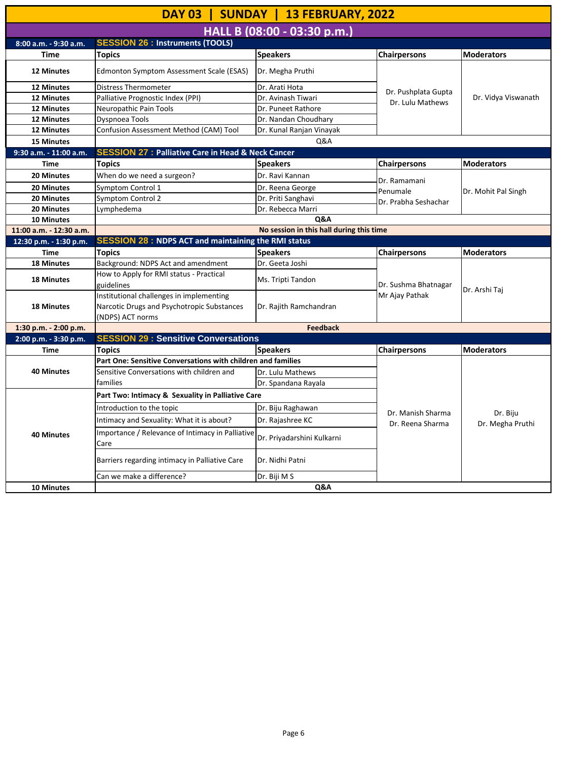# DAY 03 | SUNDAY | 13 FEBRUARY, 2022

## HALL B (08:00 - 03:30 p.m.)

| 8:00 a.m. - 9:30 a.m. | SESSION 26 : Instruments (TOOLS) | | | |
|---|---|---|---|---|
| **Time** | **Topics** | **Speakers** | **Chairpersons** | **Moderators** |
| 12 Minutes | Edmonton Symptom Assessment Scale (ESAS) | Dr. Megha Pruthi | Dr. Pushplata Gupta<br>Dr. Lulu Mathews | Dr. Vidya Viswanath |
| 12 Minutes | Distress Thermometer | Dr. Arati Hota | | |
| 12 Minutes | Palliative Prognostic Index (PPI) | Dr. Avinash Tiwari | | |
| 12 Minutes | Neuropathic Pain Tools | Dr. Puneet Rathore | | |
| 12 Minutes | Dyspnoea Tools | Dr. Nandan Choudhary | | |
| 12 Minutes | Confusion Assessment Method (CAM) Tool | Dr. Kunal Ranjan Vinayak | | |
| 15 Minutes | Q&A | | | |
| **9:30 a.m. - 11:00 a.m.** | **SESSION 27 : Palliative Care in Head & Neck Cancer** | | | |
| **Time** | **Topics** | **Speakers** | **Chairpersons** | **Moderators** |
| 20 Minutes | When do we need a surgeon? | Dr. Ravi Kannan | Dr. Ramamani Penumale<br>Dr. Prabha Seshachar | Dr. Mohit Pal Singh |
| 20 Minutes | Symptom Control 1 | Dr. Reena George | | |
| 20 Minutes | Symptom Control 2 | Dr. Priti Sanghavi | | |
| 20 Minutes | Lymphedema | Dr. Rebecca Marri | | |
| 10 Minutes | **Q&A** | | | |
| **11:00 a.m. - 12:30 a.m.** | **No session in this hall during this time** | | | |
| **12:30 p.m. - 1:30 p.m.** | **SESSION 28 : NDPS ACT and maintaining the RMI status** | | | |
| **Time** | **Topics** | **Speakers** | **Chairpersons** | **Moderators** |
| 18 Minutes | Background: NDPS Act and amendment | Dr. Geeta Joshi | Dr. Sushma Bhatnagar<br>Mr Ajay Pathak | Dr. Arshi Taj |
| 18 Minutes | How to Apply for RMI status - Practical guidelines | Ms. Tripti Tandon | | |
| 18 Minutes | Institutional challenges in implementing Narcotic Drugs and Psychotropic Substances (NDPS) ACT norms | Dr. Rajith Ramchandran | | |
| **1:30 p.m. - 2:00 p.m.** | **Feedback** | | | |
| **2:00 p.m. - 3:30 p.m.** | **SESSION 29 : Sensitive Conversations** | | | |
| **Time** | **Topics** | **Speakers** | **Chairpersons** | **Moderators** |
| 40 Minutes | **Part One: Sensitive Conversations with children and families** | | Dr. Manish Sharma<br>Dr. Reena Sharma | Dr. Biju<br>Dr. Megha Pruthi |
| | Sensitive Conversations with children and families | Dr. Lulu Mathews<br>Dr. Spandana Rayala | | |
| 40 Minutes | **Part Two: Intimacy & Sexuality in Palliative Care** | | | |
| | Introduction to the topic | Dr. Biju Raghawan | | |
| | Intimacy and Sexuality: What it is about? | Dr. Rajashree KC | | |
| | Importance / Relevance of Intimacy in Palliative Care | Dr. Priyadarshini Kulkarni | | |
| | Barriers regarding intimacy in Palliative Care | Dr. Nidhi Patni | | |
| | Can we make a difference? | Dr. Biji M S | | |
| 10 Minutes | **Q&A** | | | |